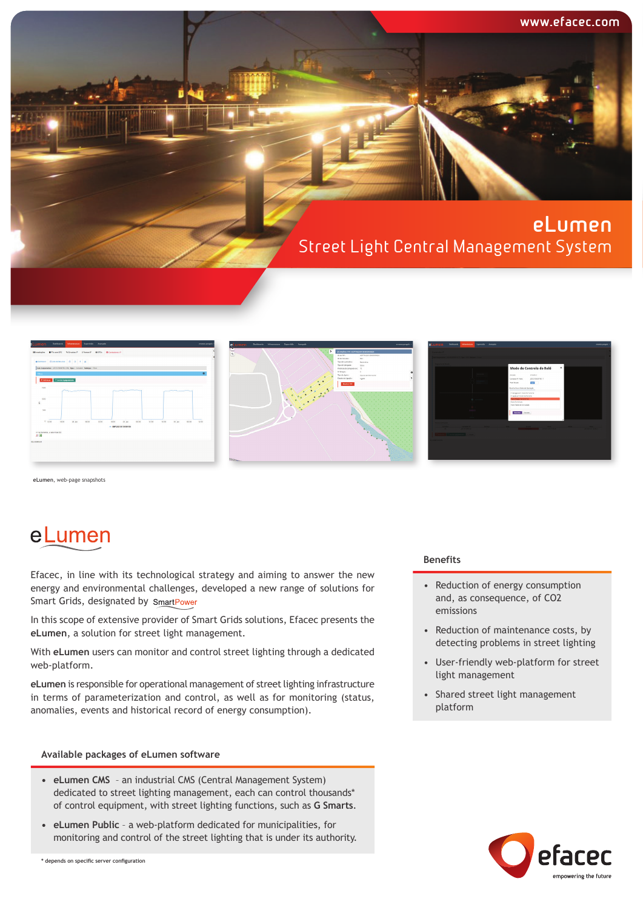www.efacec.com

# eLumen

## Street Light Central Management System

**eLumen**, web-page snapshots

# eLumen

Efacec, in line with its technological strategy and aiming to answer the new energy and environmental challenges, developed a new range of solutions for Smart Grids, designated by SmartPower

In this scope of extensive provider of Smart Grids solutions, Efacec presents the **eLumen**, a solution for street light management.

With **eLumen** users can monitor and control street lighting through a dedicated web-platform.

**eLumen** is responsible for operational management of street lighting infrastructure in terms of parameterization and control, as well as for monitoring (status, anomalies, events and historical record of energy consumption).

### Benefits

- Reduction of energy consumption and, as consequence, of CO2 emissions
- Reduction of maintenance costs, by detecting problems in street lighting
- User-friendly web-platform for street light management
- Shared street light management platform

### Available packages of eLumen software

- **eLumen CMS** – an industrial CMS (Central Management System) dedicated to street lighting management, each can control thousands* of control equipment, with street lighting functions, such as **G Smarts**.
- **eLumen Public** – a web-platform dedicated for municipalities, for monitoring and control of the street lighting that is under its authority.

\* depends on specific server configuration

efacec
empowering the future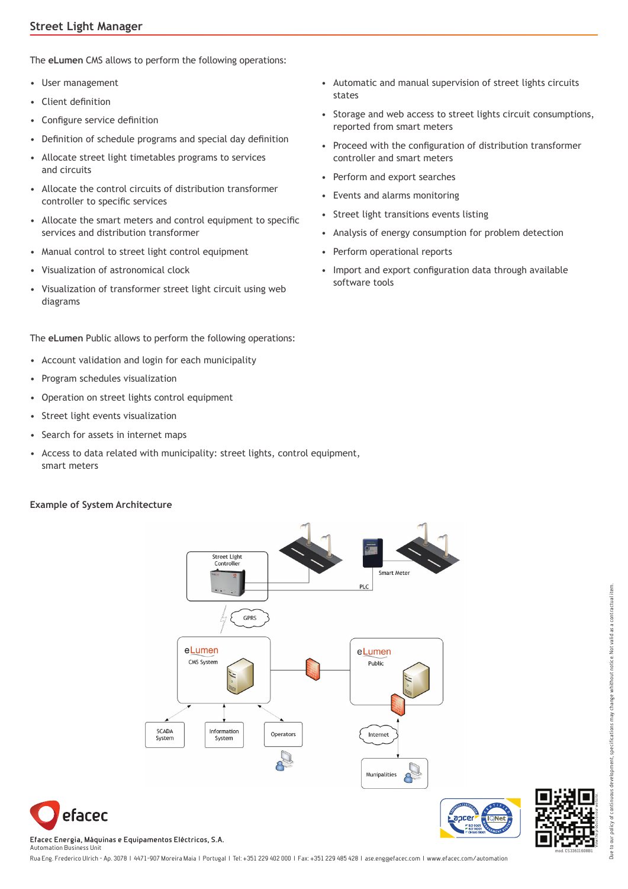## Street Light Manager

The **eLumen** CMS allows to perform the following operations:

- User management
- Client definition
- Configure service definition
- Definition of schedule programs and special day definition
- Allocate street light timetables programs to services and circuits
- Allocate the control circuits of distribution transformer controller to specific services
- Allocate the smart meters and control equipment to specific services and distribution transformer
- Manual control to street light control equipment
- Visualization of astronomical clock
- Visualization of transformer street light circuit using web diagrams
- Automatic and manual supervision of street lights circuits states
- Storage and web access to street lights circuit consumptions, reported from smart meters
- Proceed with the configuration of distribution transformer controller and smart meters
- Perform and export searches
- Events and alarms monitoring
- Street light transitions events listing
- Analysis of energy consumption for problem detection
- Perform operational reports
- Import and export configuration data through available software tools

The **eLumen** Public allows to perform the following operations:

- Account validation and login for each municipality
- Program schedules visualization
- Operation on street lights control equipment
- Street light events visualization
- Search for assets in internet maps
- Access to data related with municipality: street lights, control equipment, smart meters

### Example of System Architecture

Street Light Controller
Smart Meter
PLC
GPRS
eLumen CMS System
eLumen Public
SCADA System
Information System
Operators
Internet
Munipalities

efacec

Efacec Energia, Máquinas e Equipamentos Eléctricos, S.A.
Automation Business Unit

Rua Eng. Frederico Ulrich - Ap. 3078 | 4471-907 Moreira Maia | Portugal | Tel: +351 229 402 000 | Fax: +351 229 485 428 | ase.eng@efacec.com | www.efacec.com/automation

Due to our policy of continuous development, specifications may change without notice. Not valid as a contractual item.

mod. CS33611608B1